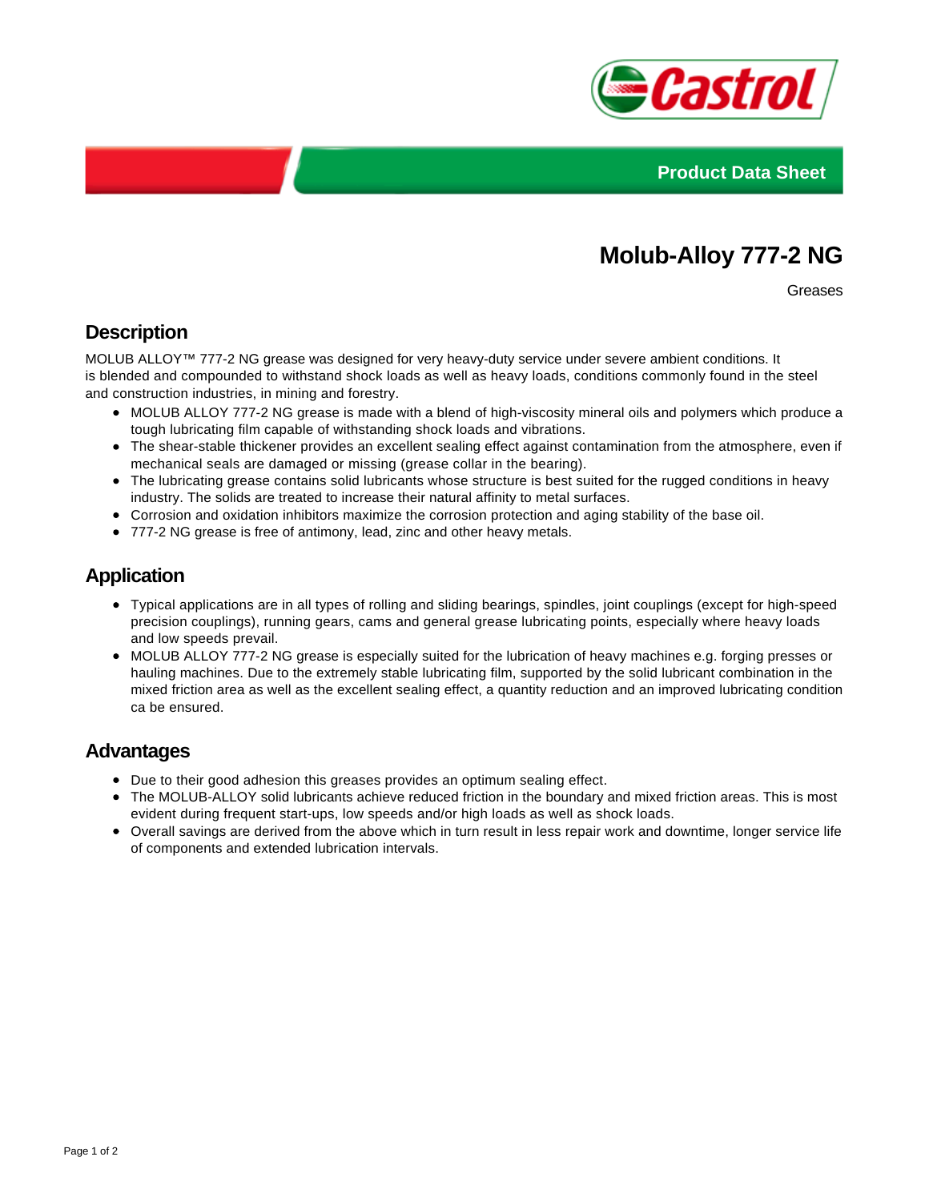Product Data Sheet

# Molub-Alloy 777-2 NG

Greases

## Description

MOLUB ALLOY™ 777-2 NG grease was designed for very heavy-duty service under severe ambient conditions. It is blended and compounded to withstand shock loads as well as heavy loads, conditions commonly found in the steel and construction industries, in mining and forestry.

- MOLUB ALLOY 777-2 NG grease is made with a blend of high-viscosity mineral oils and polymers which produce a tough lubricating film capable of withstanding shock loads and vibrations.
- The shear-stable thickener provides an excellent sealing effect against contamination from the atmosphere, even if mechanical seals are damaged or missing (grease collar in the bearing).
- The lubricating grease contains solid lubricants whose structure is best suited for the rugged conditions in heavy industry. The solids are treated to increase their natural affinity to metal surfaces.
- Corrosion and oxidation inhibitors maximize the corrosion protection and aging stability of the base oil.
- 777-2 NG grease is free of antimony, lead, zinc and other heavy metals.

## Application

- Typical applications are in all types of rolling and sliding bearings, spindles, joint couplings (except for high-speed precision couplings), running gears, cams and general grease lubricating points, especially where heavy loads and low speeds prevail.
- MOLUB ALLOY 777-2 NG grease is especially suited for the lubrication of heavy machines e.g. forging presses or hauling machines. Due to the extremely stable lubricating film, supported by the solid lubricant combination in the mixed friction area as well as the excellent sealing effect, a quantity reduction and an improved lubricating condition ca be ensured.

## Advantages

- Due to their good adhesion this greases provides an optimum sealing effect.
- The MOLUB-ALLOY solid lubricants achieve reduced friction in the boundary and mixed friction areas. This is most evident during frequent start-ups, low speeds and/or high loads as well as shock loads.
- Overall savings are derived from the above which in turn result in less repair work and downtime, longer service life of components and extended lubrication intervals.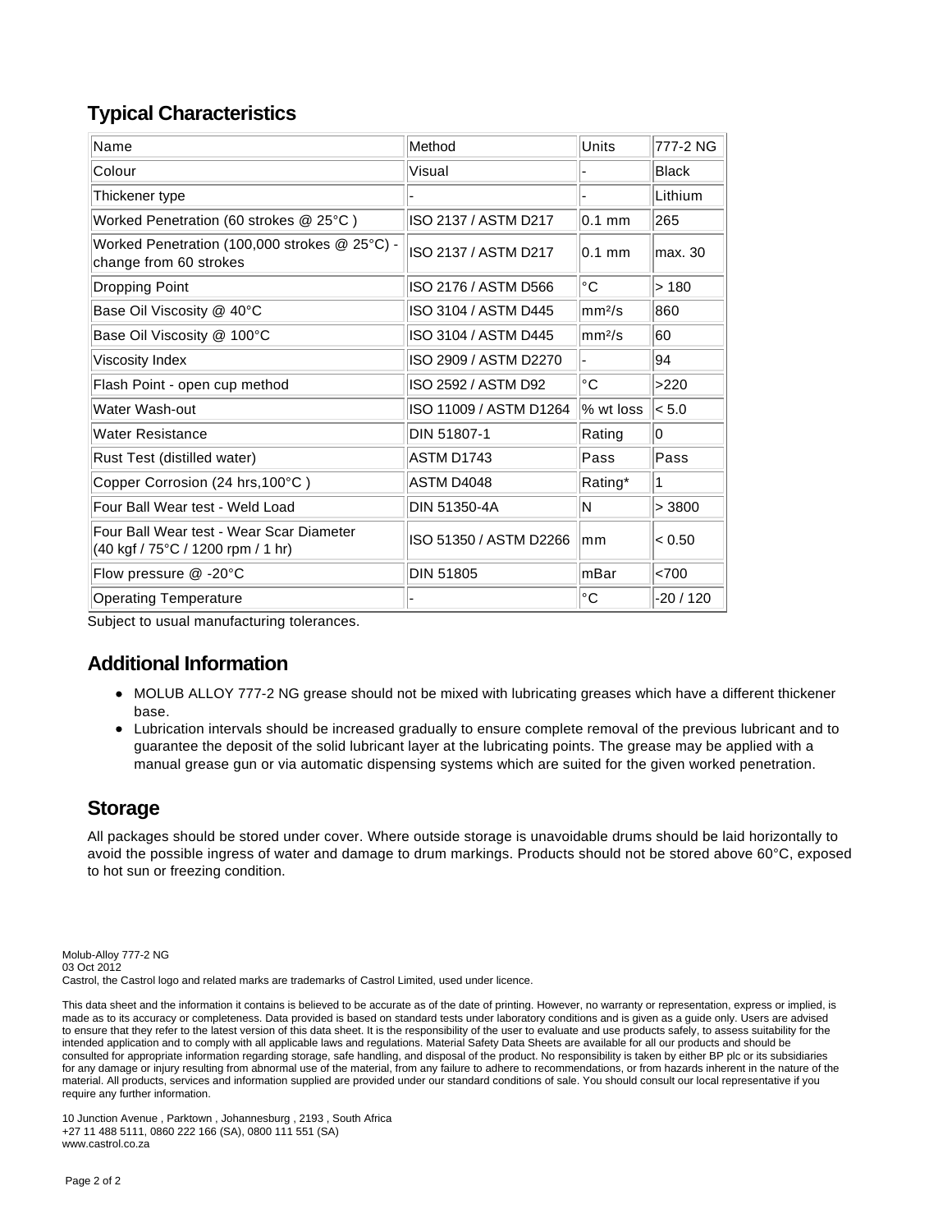## Typical Characteristics

| Name | Method | Units | 777-2 NG |
|---|---|---|---|
| Colour | Visual | - | Black |
| Thickener type | - | - | Lithium |
| Worked Penetration (60 strokes @ 25°C ) | ISO 2137 / ASTM D217 | 0.1 mm | 265 |
| Worked Penetration (100,000 strokes @ 25°C) - change from 60 strokes | ISO 2137 / ASTM D217 | 0.1 mm | max. 30 |
| Dropping Point | ISO 2176 / ASTM D566 | °C | > 180 |
| Base Oil Viscosity @ 40°C | ISO 3104 / ASTM D445 | $mm^2/s$ | 860 |
| Base Oil Viscosity @ 100°C | ISO 3104 / ASTM D445 | $mm^2/s$ | 60 |
| Viscosity Index | ISO 2909 / ASTM D2270 | - | 94 |
| Flash Point - open cup method | ISO 2592 / ASTM D92 | °C | >220 |
| Water Wash-out | ISO 11009 / ASTM D1264 | % wt loss | < 5.0 |
| Water Resistance | DIN 51807-1 | Rating | 0 |
| Rust Test (distilled water) | ASTM D1743 | Pass | Pass |
| Copper Corrosion (24 hrs,100°C ) | ASTM D4048 | Rating* | 1 |
| Four Ball Wear test - Weld Load | DIN 51350-4A | N | > 3800 |
| Four Ball Wear test - Wear Scar Diameter (40 kgf / 75°C / 1200 rpm / 1 hr) | ISO 51350 / ASTM D2266 | mm | < 0.50 |
| Flow pressure @ -20°C | DIN 51805 | mBar | <700 |
| Operating Temperature | - | °C | -20 / 120 |

Subject to usual manufacturing tolerances.

## Additional Information

- MOLUB ALLOY 777-2 NG grease should not be mixed with lubricating greases which have a different thickener base.
- Lubrication intervals should be increased gradually to ensure complete removal of the previous lubricant and to guarantee the deposit of the solid lubricant layer at the lubricating points. The grease may be applied with a manual grease gun or via automatic dispensing systems which are suited for the given worked penetration.

## Storage

All packages should be stored under cover. Where outside storage is unavoidable drums should be laid horizontally to avoid the possible ingress of water and damage to drum markings. Products should not be stored above 60°C, exposed to hot sun or freezing condition.

Molub-Alloy 777-2 NG
03 Oct 2012
Castrol, the Castrol logo and related marks are trademarks of Castrol Limited, used under licence.

This data sheet and the information it contains is believed to be accurate as of the date of printing. However, no warranty or representation, express or implied, is made as to its accuracy or completeness. Data provided is based on standard tests under laboratory conditions and is given as a guide only. Users are advised to ensure that they refer to the latest version of this data sheet. It is the responsibility of the user to evaluate and use products safely, to assess suitability for the intended application and to comply with all applicable laws and regulations. Material Safety Data Sheets are available for all our products and should be consulted for appropriate information regarding storage, safe handling, and disposal of the product. No responsibility is taken by either BP plc or its subsidiaries for any damage or injury resulting from abnormal use of the material, from any failure to adhere to recommendations, or from hazards inherent in the nature of the material. All products, services and information supplied are provided under our standard conditions of sale. You should consult our local representative if you require any further information.

10 Junction Avenue , Parktown , Johannesburg , 2193 , South Africa
+27 11 488 5111, 0860 222 166 (SA), 0800 111 551 (SA)
www.castrol.co.za